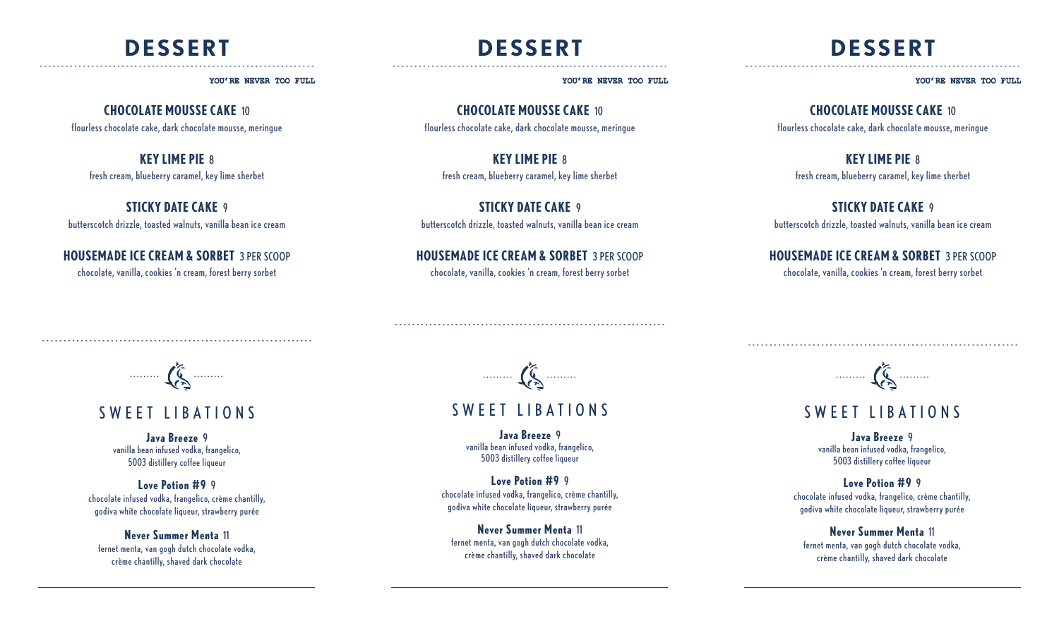# DESSERT

YOU'RE NEVER TOO FULL

**CHOCOLATE MOUSSE CAKE** 10
flourless chocolate cake, dark chocolate mousse, meringue

**KEY LIME PIE** 8
fresh cream, blueberry caramel, key lime sherbet

**STICKY DATE CAKE** 9
butterscotch drizzle, toasted walnuts, vanilla bean ice cream

**HOUSEMADE ICE CREAM & SORBET** 3 PER SCOOP
chocolate, vanilla, cookies 'n cream, forest berry sorbet

## SWEET LIBATIONS

**Java Breeze** 9
vanilla bean infused vodka, frangelico,
5003 distillery coffee liqueur

**Love Potion #9** 9
chocolate infused vodka, frangelico, crème chantilly,
godiva white chocolate liqueur, strawberry purée

**Never Summer Menta** 11
fernet menta, van gogh dutch chocolate vodka,
crème chantilly, shaved dark chocolate

# DESSERT

YOU'RE NEVER TOO FULL

**CHOCOLATE MOUSSE CAKE** 10
flourless chocolate cake, dark chocolate mousse, meringue

**KEY LIME PIE** 8
fresh cream, blueberry caramel, key lime sherbet

**STICKY DATE CAKE** 9
butterscotch drizzle, toasted walnuts, vanilla bean ice cream

**HOUSEMADE ICE CREAM & SORBET** 3 PER SCOOP
chocolate, vanilla, cookies 'n cream, forest berry sorbet

## SWEET LIBATIONS

**Java Breeze** 9
vanilla bean infused vodka, frangelico,
5003 distillery coffee liqueur

**Love Potion #9** 9
chocolate infused vodka, frangelico, crème chantilly,
godiva white chocolate liqueur, strawberry purée

**Never Summer Menta** 11
fernet menta, van gogh dutch chocolate vodka,
crème chantilly, shaved dark chocolate

# DESSERT

YOU'RE NEVER TOO FULL

**CHOCOLATE MOUSSE CAKE** 10
flourless chocolate cake, dark chocolate mousse, meringue

**KEY LIME PIE** 8
fresh cream, blueberry caramel, key lime sherbet

**STICKY DATE CAKE** 9
butterscotch drizzle, toasted walnuts, vanilla bean ice cream

**HOUSEMADE ICE CREAM & SORBET** 3 PER SCOOP
chocolate, vanilla, cookies 'n cream, forest berry sorbet

## SWEET LIBATIONS

**Java Breeze** 9
vanilla bean infused vodka, frangelico,
5003 distillery coffee liqueur

**Love Potion #9** 9
chocolate infused vodka, frangelico, crème chantilly,
godiva white chocolate liqueur, strawberry purée

**Never Summer Menta** 11
fernet menta, van gogh dutch chocolate vodka,
crème chantilly, shaved dark chocolate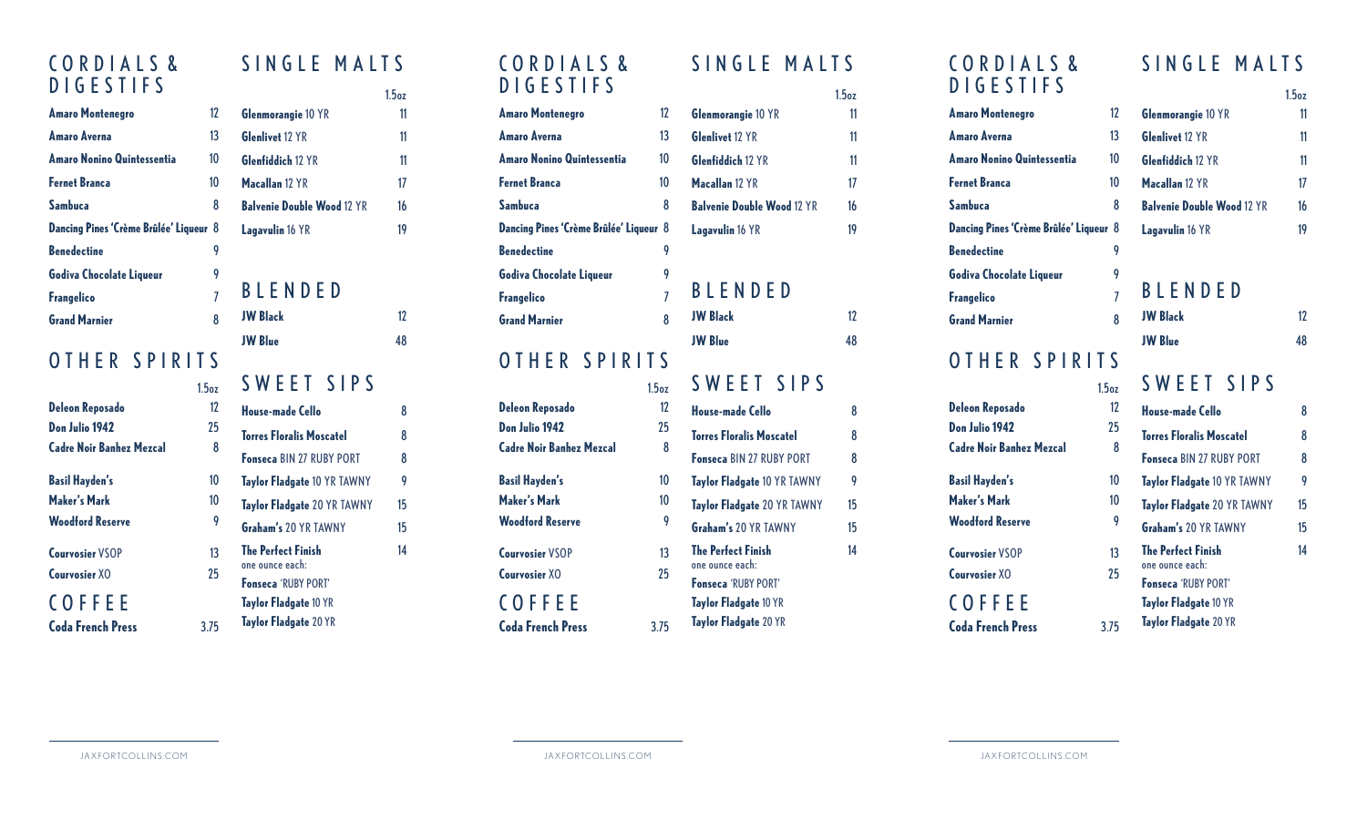## CORDIALS & DIGESTIFS

| | |
|---|---|
| **Amaro Montenegro** | 12 |
| **Amaro Averna** | 13 |
| **Amaro Nonino Quintessentia** | 10 |
| **Fernet Branca** | 10 |
| **Sambuca** | 8 |
| **Dancing Pines 'Crème Brûlée' Liqueur** | 8 |
| **Benedectine** | 9 |
| **Godiva Chocolate Liqueur** | 9 |
| **Frangelico** | 7 |
| **Grand Marnier** | 8 |

## OTHER SPIRITS

| | 1.5oz |
|---|---|
| **Deleon Reposado** | 12 |
| **Don Julio 1942** | 25 |
| **Cadre Noir Banhez Mezcal** | 8 |
| **Basil Hayden's** | 10 |
| **Maker's Mark** | 10 |
| **Woodford Reserve** | 9 |
| **Courvosier** VSOP | 13 |
| **Courvosier** XO | 25 |

## COFFEE

| | |
|---|---|
| **Coda French Press** | 3.75 |

## SINGLE MALTS

| | 1.5oz |
|---|---|
| **Glenmorangie** 10 YR | 11 |
| **Glenlivet** 12 YR | 11 |
| **Glenfiddich** 12 YR | 11 |
| **Macallan** 12 YR | 17 |
| **Balvenie Double Wood** 12 YR | 16 |
| **Lagavulin** 16 YR | 19 |

## BLENDED

| | |
|---|---|
| **JW Black** | 12 |
| **JW Blue** | 48 |

## SWEET SIPS

| | |
|---|---|
| **House-made Cello** | 8 |
| **Torres Floralis Moscatel** | 8 |
| **Fonseca** BIN 27 RUBY PORT | 8 |
| **Taylor Fladgate** 10 YR TAWNY | 9 |
| **Taylor Fladgate** 20 YR TAWNY | 15 |
| **Graham's** 20 YR TAWNY | 15 |
| **The Perfect Finish** | 14 |

one ounce each:
**Fonseca** 'RUBY PORT'
**Taylor Fladgate** 10 YR
**Taylor Fladgate** 20 YR

## CORDIALS & DIGESTIFS

| | |
|---|---|
| **Amaro Montenegro** | 12 |
| **Amaro Averna** | 13 |
| **Amaro Nonino Quintessentia** | 10 |
| **Fernet Branca** | 10 |
| **Sambuca** | 8 |
| **Dancing Pines 'Crème Brûlée' Liqueur** | 8 |
| **Benedectine** | 9 |
| **Godiva Chocolate Liqueur** | 9 |
| **Frangelico** | 7 |
| **Grand Marnier** | 8 |

## OTHER SPIRITS

| | 1.5oz |
|---|---|
| **Deleon Reposado** | 12 |
| **Don Julio 1942** | 25 |
| **Cadre Noir Banhez Mezcal** | 8 |
| **Basil Hayden's** | 10 |
| **Maker's Mark** | 10 |
| **Woodford Reserve** | 9 |
| **Courvosier** VSOP | 13 |
| **Courvosier** XO | 25 |

## COFFEE

| | |
|---|---|
| **Coda French Press** | 3.75 |

## SINGLE MALTS

| | 1.5oz |
|---|---|
| **Glenmorangie** 10 YR | 11 |
| **Glenlivet** 12 YR | 11 |
| **Glenfiddich** 12 YR | 11 |
| **Macallan** 12 YR | 17 |
| **Balvenie Double Wood** 12 YR | 16 |
| **Lagavulin** 16 YR | 19 |

## BLENDED

| | |
|---|---|
| **JW Black** | 12 |
| **JW Blue** | 48 |

## SWEET SIPS

| | |
|---|---|
| **House-made Cello** | 8 |
| **Torres Floralis Moscatel** | 8 |
| **Fonseca** BIN 27 RUBY PORT | 8 |
| **Taylor Fladgate** 10 YR TAWNY | 9 |
| **Taylor Fladgate** 20 YR TAWNY | 15 |
| **Graham's** 20 YR TAWNY | 15 |
| **The Perfect Finish** | 14 |

one ounce each:
**Fonseca** 'RUBY PORT'
**Taylor Fladgate** 10 YR
**Taylor Fladgate** 20 YR

## CORDIALS & DIGESTIFS

| | |
|---|---|
| **Amaro Montenegro** | 12 |
| **Amaro Averna** | 13 |
| **Amaro Nonino Quintessentia** | 10 |
| **Fernet Branca** | 10 |
| **Sambuca** | 8 |
| **Dancing Pines 'Crème Brûlée' Liqueur** | 8 |
| **Benedectine** | 9 |
| **Godiva Chocolate Liqueur** | 9 |
| **Frangelico** | 7 |
| **Grand Marnier** | 8 |

## OTHER SPIRITS

| | 1.5oz |
|---|---|
| **Deleon Reposado** | 12 |
| **Don Julio 1942** | 25 |
| **Cadre Noir Banhez Mezcal** | 8 |
| **Basil Hayden's** | 10 |
| **Maker's Mark** | 10 |
| **Woodford Reserve** | 9 |
| **Courvosier** VSOP | 13 |
| **Courvosier** XO | 25 |

## COFFEE

| | |
|---|---|
| **Coda French Press** | 3.75 |

## SINGLE MALTS

| | 1.5oz |
|---|---|
| **Glenmorangie** 10 YR | 11 |
| **Glenlivet** 12 YR | 11 |
| **Glenfiddich** 12 YR | 11 |
| **Macallan** 12 YR | 17 |
| **Balvenie Double Wood** 12 YR | 16 |
| **Lagavulin** 16 YR | 19 |

## BLENDED

| | |
|---|---|
| **JW Black** | 12 |
| **JW Blue** | 48 |

## SWEET SIPS

| | |
|---|---|
| **House-made Cello** | 8 |
| **Torres Floralis Moscatel** | 8 |
| **Fonseca** BIN 27 RUBY PORT | 8 |
| **Taylor Fladgate** 10 YR TAWNY | 9 |
| **Taylor Fladgate** 20 YR TAWNY | 15 |
| **Graham's** 20 YR TAWNY | 15 |
| **The Perfect Finish** | 14 |

one ounce each:
**Fonseca** 'RUBY PORT'
**Taylor Fladgate** 10 YR
**Taylor Fladgate** 20 YR